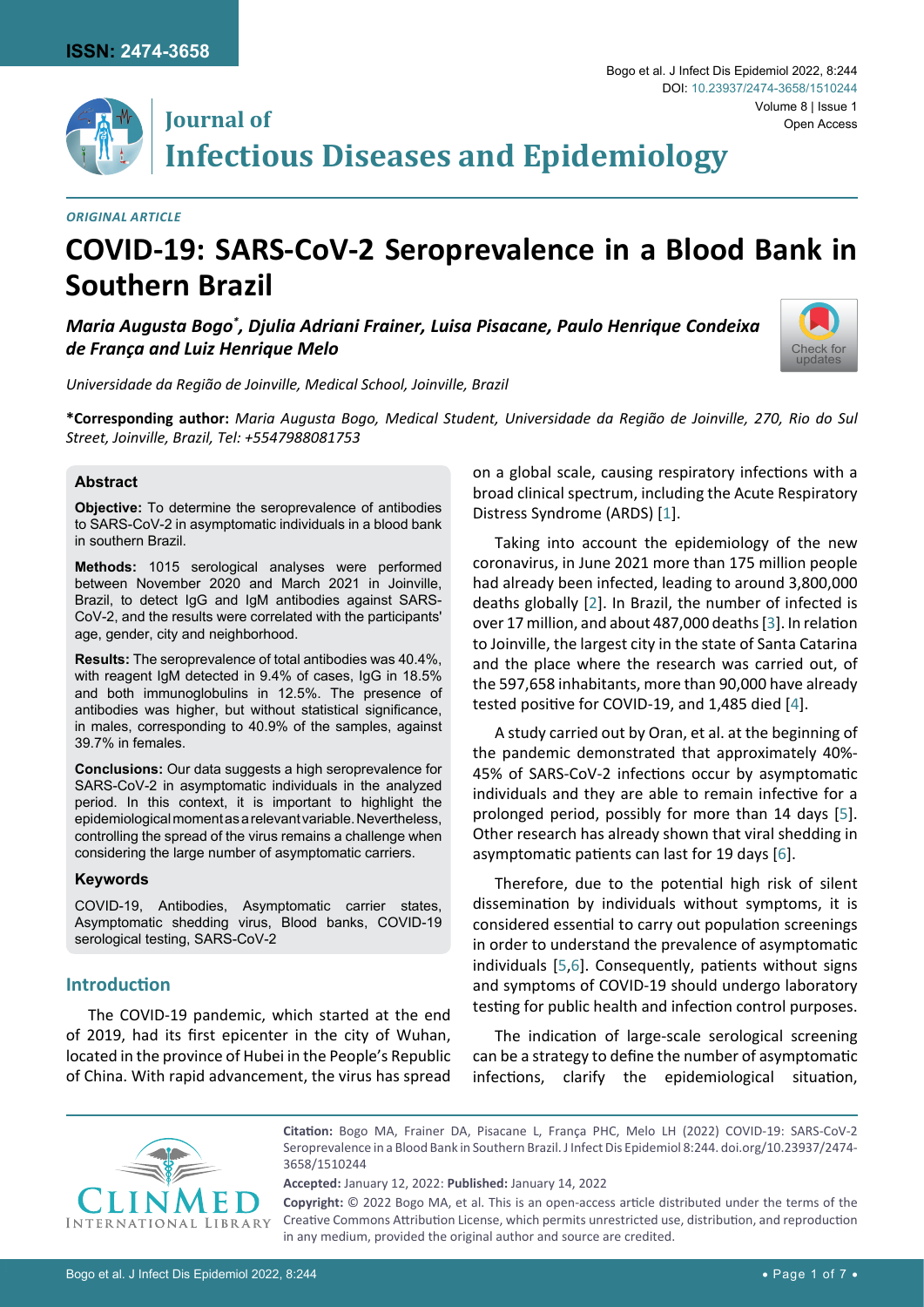ORIGINAL ARTICLE

# COVID-19: SARS-CoV-2 Seroprevalence in a Blood Bank in Southern Brazil

*Maria Augusta Bogo\*, Djulia Adriani Frainer, Luisa Pisacane, Paulo Henrique Condeixa de França and Luiz Henrique Melo*

*Universidade da Região de Joinville, Medical School, Joinville, Brazil*

**\*Corresponding author:** *Maria Augusta Bogo, Medical Student, Universidade da Região de Joinville, 270, Rio do Sul Street, Joinville, Brazil, Tel: +5547988081753*

## Abstract

**Objective:** To determine the seroprevalence of antibodies to SARS-CoV-2 in asymptomatic individuals in a blood bank in southern Brazil.

**Methods:** 1015 serological analyses were performed between November 2020 and March 2021 in Joinville, Brazil, to detect IgG and IgM antibodies against SARS-CoV-2, and the results were correlated with the participants' age, gender, city and neighborhood.

**Results:** The seroprevalence of total antibodies was 40.4%, with reagent IgM detected in 9.4% of cases, IgG in 18.5% and both immunoglobulins in 12.5%. The presence of antibodies was higher, but without statistical significance, in males, corresponding to 40.9% of the samples, against 39.7% in females.

**Conclusions:** Our data suggests a high seroprevalence for SARS-CoV-2 in asymptomatic individuals in the analyzed period. In this context, it is important to highlight the epidemiological moment as a relevant variable. Nevertheless, controlling the spread of the virus remains a challenge when considering the large number of asymptomatic carriers.

### Keywords

COVID-19, Antibodies, Asymptomatic carrier states, Asymptomatic shedding virus, Blood banks, COVID-19 serological testing, SARS-CoV-2

## Introduction

The COVID-19 pandemic, which started at the end of 2019, had its first epicenter in the city of Wuhan, located in the province of Hubei in the People's Republic of China. With rapid advancement, the virus has spread on a global scale, causing respiratory infections with a broad clinical spectrum, including the Acute Respiratory Distress Syndrome (ARDS) [1].

Taking into account the epidemiology of the new coronavirus, in June 2021 more than 175 million people had already been infected, leading to around 3,800,000 deaths globally [2]. In Brazil, the number of infected is over 17 million, and about 487,000 deaths [3]. In relation to Joinville, the largest city in the state of Santa Catarina and the place where the research was carried out, of the 597,658 inhabitants, more than 90,000 have already tested positive for COVID-19, and 1,485 died [4].

A study carried out by Oran, et al. at the beginning of the pandemic demonstrated that approximately 40%-45% of SARS-CoV-2 infections occur by asymptomatic individuals and they are able to remain infective for a prolonged period, possibly for more than 14 days [5]. Other research has already shown that viral shedding in asymptomatic patients can last for 19 days [6].

Therefore, due to the potential high risk of silent dissemination by individuals without symptoms, it is considered essential to carry out population screenings in order to understand the prevalence of asymptomatic individuals [5,6]. Consequently, patients without signs and symptoms of COVID-19 should undergo laboratory testing for public health and infection control purposes.

The indication of large-scale serological screening can be a strategy to define the number of asymptomatic infections, clarify the epidemiological situation,

**Citation:** Bogo MA, Frainer DA, Pisacane L, França PHC, Melo LH (2022) COVID-19: SARS-CoV-2 Seroprevalence in a Blood Bank in Southern Brazil. J Infect Dis Epidemiol 8:244. doi.org/10.23937/2474-3658/1510244

**Accepted:** January 12, 2022: **Published:** January 14, 2022

**Copyright:** © 2022 Bogo MA, et al. This is an open-access article distributed under the terms of the Creative Commons Attribution License, which permits unrestricted use, distribution, and reproduction in any medium, provided the original author and source are credited.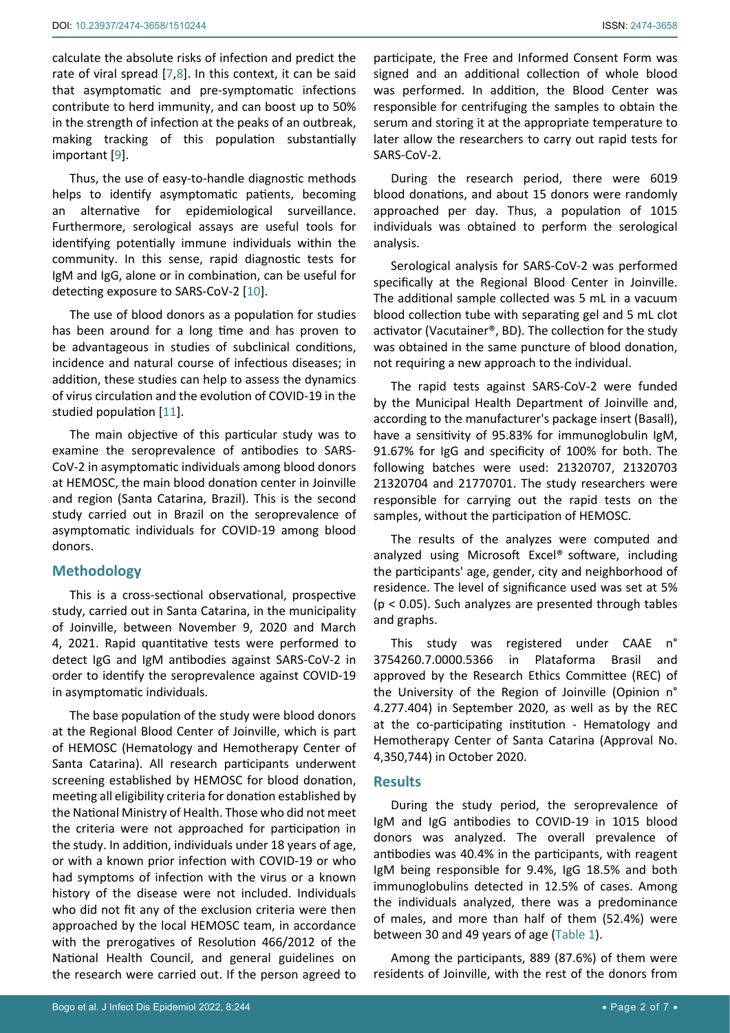calculate the absolute risks of infection and predict the rate of viral spread [7,8]. In this context, it can be said that asymptomatic and pre-symptomatic infections contribute to herd immunity, and can boost up to 50% in the strength of infection at the peaks of an outbreak, making tracking of this population substantially important [9].

Thus, the use of easy-to-handle diagnostic methods helps to identify asymptomatic patients, becoming an alternative for epidemiological surveillance. Furthermore, serological assays are useful tools for identifying potentially immune individuals within the community. In this sense, rapid diagnostic tests for IgM and IgG, alone or in combination, can be useful for detecting exposure to SARS-CoV-2 [10].

The use of blood donors as a population for studies has been around for a long time and has proven to be advantageous in studies of subclinical conditions, incidence and natural course of infectious diseases; in addition, these studies can help to assess the dynamics of virus circulation and the evolution of COVID-19 in the studied population [11].

The main objective of this particular study was to examine the seroprevalence of antibodies to SARS-CoV-2 in asymptomatic individuals among blood donors at HEMOSC, the main blood donation center in Joinville and region (Santa Catarina, Brazil). This is the second study carried out in Brazil on the seroprevalence of asymptomatic individuals for COVID-19 among blood donors.

## Methodology

This is a cross-sectional observational, prospective study, carried out in Santa Catarina, in the municipality of Joinville, between November 9, 2020 and March 4, 2021. Rapid quantitative tests were performed to detect IgG and IgM antibodies against SARS-CoV-2 in order to identify the seroprevalence against COVID-19 in asymptomatic individuals.

The base population of the study were blood donors at the Regional Blood Center of Joinville, which is part of HEMOSC (Hematology and Hemotherapy Center of Santa Catarina). All research participants underwent screening established by HEMOSC for blood donation, meeting all eligibility criteria for donation established by the National Ministry of Health. Those who did not meet the criteria were not approached for participation in the study. In addition, individuals under 18 years of age, or with a known prior infection with COVID-19 or who had symptoms of infection with the virus or a known history of the disease were not included. Individuals who did not fit any of the exclusion criteria were then approached by the local HEMOSC team, in accordance with the prerogatives of Resolution 466/2012 of the National Health Council, and general guidelines on the research were carried out. If the person agreed to participate, the Free and Informed Consent Form was signed and an additional collection of whole blood was performed. In addition, the Blood Center was responsible for centrifuging the samples to obtain the serum and storing it at the appropriate temperature to later allow the researchers to carry out rapid tests for SARS-CoV-2.

During the research period, there were 6019 blood donations, and about 15 donors were randomly approached per day. Thus, a population of 1015 individuals was obtained to perform the serological analysis.

Serological analysis for SARS-CoV-2 was performed specifically at the Regional Blood Center in Joinville. The additional sample collected was 5 mL in a vacuum blood collection tube with separating gel and 5 mL clot activator (Vacutainer®, BD). The collection for the study was obtained in the same puncture of blood donation, not requiring a new approach to the individual.

The rapid tests against SARS-CoV-2 were funded by the Municipal Health Department of Joinville and, according to the manufacturer's package insert (Basall), have a sensitivity of 95.83% for immunoglobulin IgM, 91.67% for IgG and specificity of 100% for both. The following batches were used: 21320707, 21320703 21320704 and 21770701. The study researchers were responsible for carrying out the rapid tests on the samples, without the participation of HEMOSC.

The results of the analyzes were computed and analyzed using Microsoft Excel® software, including the participants' age, gender, city and neighborhood of residence. The level of significance used was set at 5% ($p < 0.05$). Such analyzes are presented through tables and graphs.

This study was registered under CAAE n° 3754260.7.0000.5366 in Plataforma Brasil and approved by the Research Ethics Committee (REC) of the University of the Region of Joinville (Opinion n° 4.277.404) in September 2020, as well as by the REC at the co-participating institution - Hematology and Hemotherapy Center of Santa Catarina (Approval No. 4,350,744) in October 2020.

## Results

During the study period, the seroprevalence of IgM and IgG antibodies to COVID-19 in 1015 blood donors was analyzed. The overall prevalence of antibodies was 40.4% in the participants, with reagent IgM being responsible for 9.4%, IgG 18.5% and both immunoglobulins detected in 12.5% of cases. Among the individuals analyzed, there was a predominance of males, and more than half of them (52.4%) were between 30 and 49 years of age (Table 1).

Among the participants, 889 (87.6%) of them were residents of Joinville, with the rest of the donors from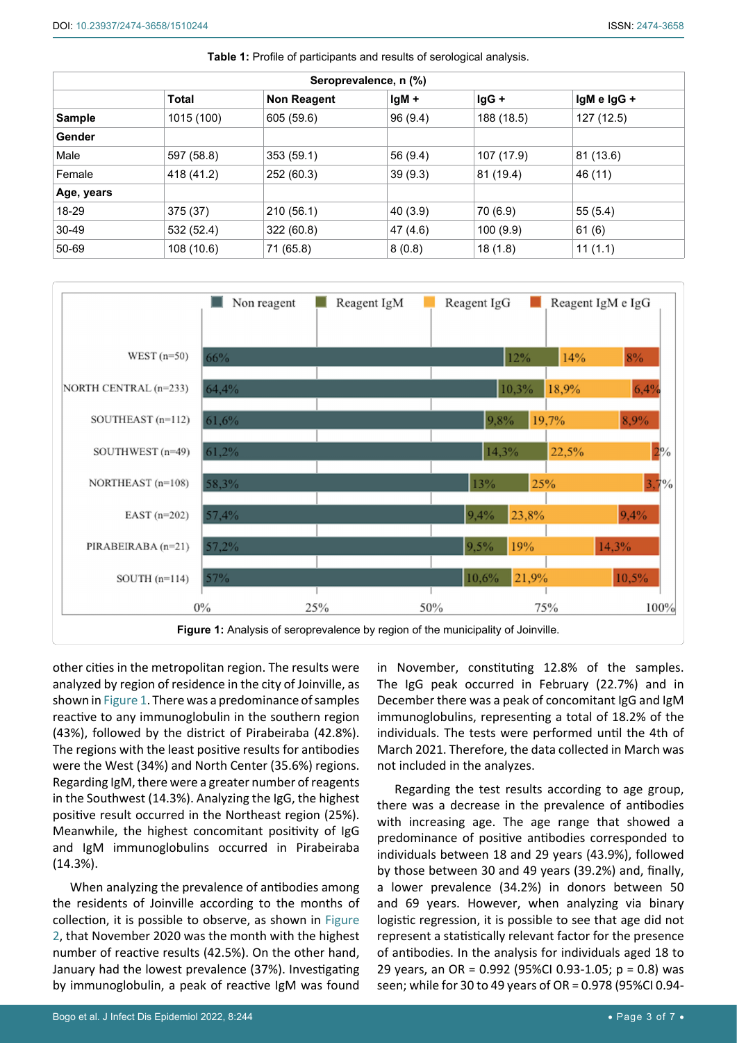**Table 1:** Profile of participants and results of serological analysis.

| Seroprevalence, n (%) | | | | | |
|---|---|---|---|---|---|
| | **Total** | **Non Reagent** | **IgM +** | **IgG +** | **IgM e IgG +** |
| **Sample** | 1015 (100) | 605 (59.6) | 96 (9.4) | 188 (18.5) | 127 (12.5) |
| **Gender** | | | | | |
| Male | 597 (58.8) | 353 (59.1) | 56 (9.4) | 107 (17.9) | 81 (13.6) |
| Female | 418 (41.2) | 252 (60.3) | 39 (9.3) | 81 (19.4) | 46 (11) |
| **Age, years** | | | | | |
| 18-29 | 375 (37) | 210 (56.1) | 40 (3.9) | 70 (6.9) | 55 (5.4) |
| 30-49 | 532 (52.4) | 322 (60.8) | 47 (4.6) | 100 (9.9) | 61 (6) |
| 50-69 | 108 (10.6) | 71 (65.8) | 8 (0.8) | 18 (1.8) | 11 (1.1) |

Non reagent | Reagent IgM | Reagent IgG | Reagent IgM e IgG

WEST (n=50): 66% | 12% | 14% | 8%

NORTH CENTRAL (n=233): 64,4% | 10,3% | 18,9% | 6,4%

SOUTHEAST (n=112): 61,6% | 9,8% | 19,7% | 8,9%

SOUTHWEST (n=49): 61,2% | 14,3% | 22,5% | 2%

NORTHEAST (n=108): 58,3% | 13% | 25% | 3,7%

EAST (n=202): 57,4% | 9,4% | 23,8% | 9,4%

PIRABEIRABA (n=21): 57,2% | 9,5% | 19% | 14,3%

SOUTH (n=114): 57% | 10,6% | 21,9% | 10,5%

0% 25% 50% 75% 100%

**Figure 1:** Analysis of seroprevalence by region of the municipality of Joinville.

other cities in the metropolitan region. The results were analyzed by region of residence in the city of Joinville, as shown in Figure 1. There was a predominance of samples reactive to any immunoglobulin in the southern region (43%), followed by the district of Pirabeiraba (42.8%). The regions with the least positive results for antibodies were the West (34%) and North Center (35.6%) regions. Regarding IgM, there were a greater number of reagents in the Southwest (14.3%). Analyzing the IgG, the highest positive result occurred in the Northeast region (25%). Meanwhile, the highest concomitant positivity of IgG and IgM immunoglobulins occurred in Pirabeiraba (14.3%).

When analyzing the prevalence of antibodies among the residents of Joinville according to the months of collection, it is possible to observe, as shown in Figure 2, that November 2020 was the month with the highest number of reactive results (42.5%). On the other hand, January had the lowest prevalence (37%). Investigating by immunoglobulin, a peak of reactive IgM was found in November, constituting 12.8% of the samples. The IgG peak occurred in February (22.7%) and in December there was a peak of concomitant IgG and IgM immunoglobulins, representing a total of 18.2% of the individuals. The tests were performed until the 4th of March 2021. Therefore, the data collected in March was not included in the analyzes.

Regarding the test results according to age group, there was a decrease in the prevalence of antibodies with increasing age. The age range that showed a predominance of positive antibodies corresponded to individuals between 18 and 29 years (43.9%), followed by those between 30 and 49 years (39.2%) and, finally, a lower prevalence (34.2%) in donors between 50 and 69 years. However, when analyzing via binary logistic regression, it is possible to see that age did not represent a statistically relevant factor for the presence of antibodies. In the analysis for individuals aged 18 to 29 years, an OR = 0.992 (95%CI 0.93-1.05; p = 0.8) was seen; while for 30 to 49 years of OR = 0.978 (95%CI 0.94-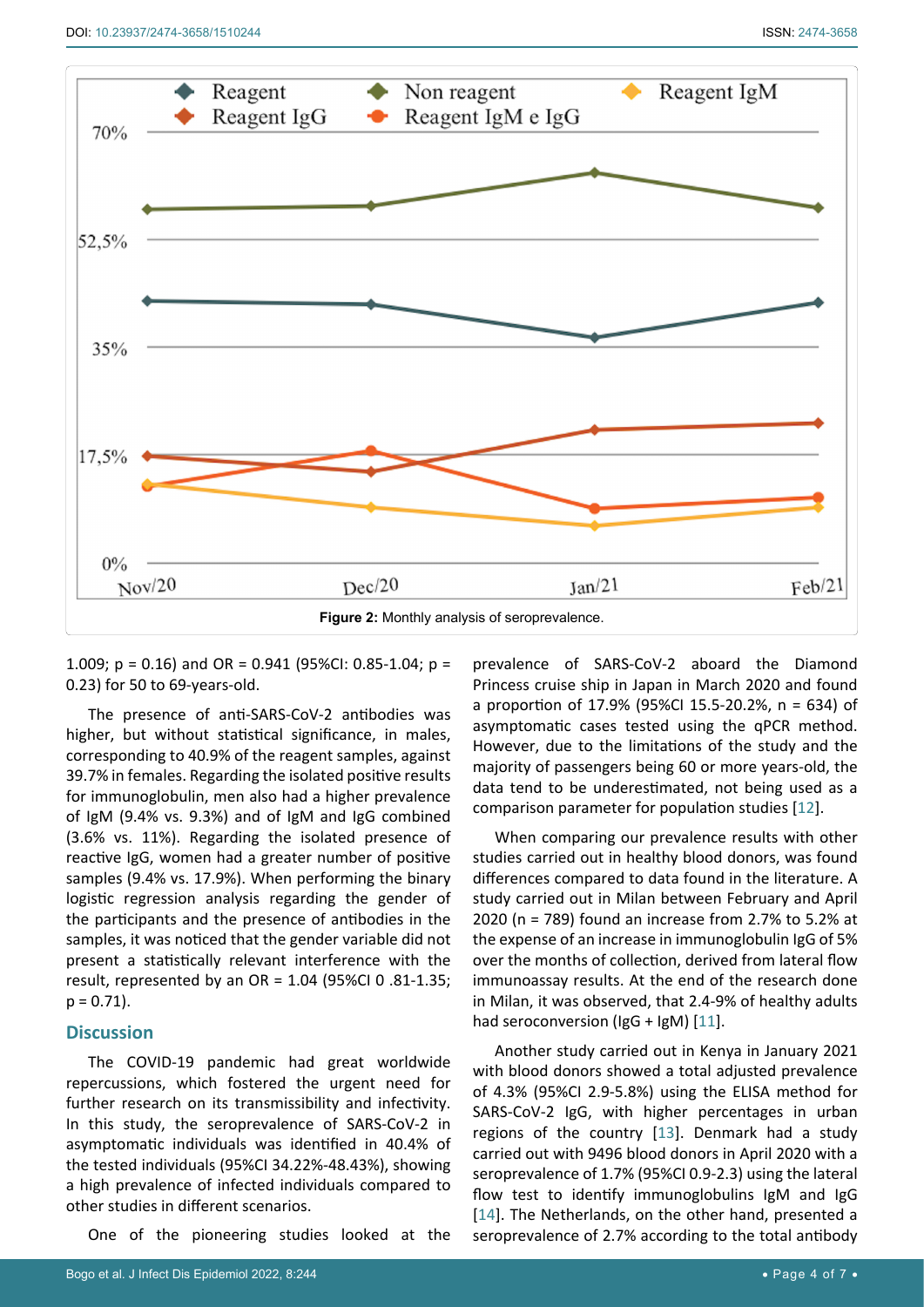Reagent
Non reagent
Reagent IgM
Reagent IgG
Reagent IgM e IgG

70%
52,5%
35%
17,5%
0%

Nov/20
Dec/20
Jan/21
Feb/21

**Figure 2:** Monthly analysis of seroprevalence.

1.009; p = 0.16) and OR = 0.941 (95%CI: 0.85-1.04; p = 0.23) for 50 to 69-years-old.

The presence of anti-SARS-CoV-2 antibodies was higher, but without statistical significance, in males, corresponding to 40.9% of the reagent samples, against 39.7% in females. Regarding the isolated positive results for immunoglobulin, men also had a higher prevalence of IgM (9.4% vs. 9.3%) and of IgM and IgG combined (3.6% vs. 11%). Regarding the isolated presence of reactive IgG, women had a greater number of positive samples (9.4% vs. 17.9%). When performing the binary logistic regression analysis regarding the gender of the participants and the presence of antibodies in the samples, it was noticed that the gender variable did not present a statistically relevant interference with the result, represented by an OR = 1.04 (95%CI 0 .81-1.35; p = 0.71).

## Discussion

The COVID-19 pandemic had great worldwide repercussions, which fostered the urgent need for further research on its transmissibility and infectivity. In this study, the seroprevalence of SARS-CoV-2 in asymptomatic individuals was identified in 40.4% of the tested individuals (95%CI 34.22%-48.43%), showing a high prevalence of infected individuals compared to other studies in different scenarios.

One of the pioneering studies looked at the prevalence of SARS-CoV-2 aboard the Diamond Princess cruise ship in Japan in March 2020 and found a proportion of 17.9% (95%CI 15.5-20.2%, n = 634) of asymptomatic cases tested using the qPCR method. However, due to the limitations of the study and the majority of passengers being 60 or more years-old, the data tend to be underestimated, not being used as a comparison parameter for population studies [12].

When comparing our prevalence results with other studies carried out in healthy blood donors, was found differences compared to data found in the literature. A study carried out in Milan between February and April 2020 (n = 789) found an increase from 2.7% to 5.2% at the expense of an increase in immunoglobulin IgG of 5% over the months of collection, derived from lateral flow immunoassay results. At the end of the research done in Milan, it was observed, that 2.4-9% of healthy adults had seroconversion (IgG + IgM) [11].

Another study carried out in Kenya in January 2021 with blood donors showed a total adjusted prevalence of 4.3% (95%CI 2.9-5.8%) using the ELISA method for SARS-CoV-2 IgG, with higher percentages in urban regions of the country [13]. Denmark had a study carried out with 9496 blood donors in April 2020 with a seroprevalence of 1.7% (95%CI 0.9-2.3) using the lateral flow test to identify immunoglobulins IgM and IgG [14]. The Netherlands, on the other hand, presented a seroprevalence of 2.7% according to the total antibody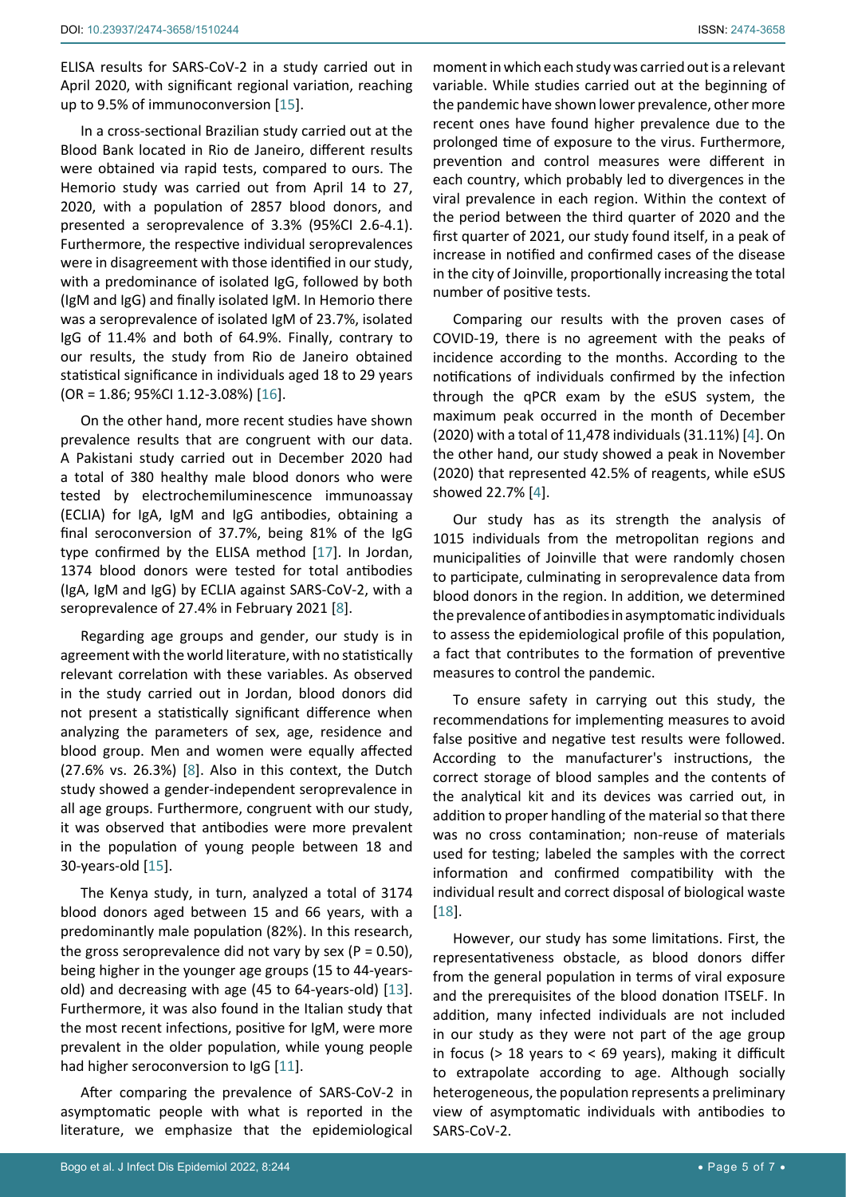ELISA results for SARS-CoV-2 in a study carried out in April 2020, with significant regional variation, reaching up to 9.5% of immunoconversion [15].

In a cross-sectional Brazilian study carried out at the Blood Bank located in Rio de Janeiro, different results were obtained via rapid tests, compared to ours. The Hemorio study was carried out from April 14 to 27, 2020, with a population of 2857 blood donors, and presented a seroprevalence of 3.3% (95%CI 2.6-4.1). Furthermore, the respective individual seroprevalences were in disagreement with those identified in our study, with a predominance of isolated IgG, followed by both (IgM and IgG) and finally isolated IgM. In Hemorio there was a seroprevalence of isolated IgM of 23.7%, isolated IgG of 11.4% and both of 64.9%. Finally, contrary to our results, the study from Rio de Janeiro obtained statistical significance in individuals aged 18 to 29 years (OR = 1.86; 95%CI 1.12-3.08%) [16].

On the other hand, more recent studies have shown prevalence results that are congruent with our data. A Pakistani study carried out in December 2020 had a total of 380 healthy male blood donors who were tested by electrochemiluminescence immunoassay (ECLIA) for IgA, IgM and IgG antibodies, obtaining a final seroconversion of 37.7%, being 81% of the IgG type confirmed by the ELISA method [17]. In Jordan, 1374 blood donors were tested for total antibodies (IgA, IgM and IgG) by ECLIA against SARS-CoV-2, with a seroprevalence of 27.4% in February 2021 [8].

Regarding age groups and gender, our study is in agreement with the world literature, with no statistically relevant correlation with these variables. As observed in the study carried out in Jordan, blood donors did not present a statistically significant difference when analyzing the parameters of sex, age, residence and blood group. Men and women were equally affected (27.6% vs. 26.3%) [8]. Also in this context, the Dutch study showed a gender-independent seroprevalence in all age groups. Furthermore, congruent with our study, it was observed that antibodies were more prevalent in the population of young people between 18 and 30-years-old [15].

The Kenya study, in turn, analyzed a total of 3174 blood donors aged between 15 and 66 years, with a predominantly male population (82%). In this research, the gross seroprevalence did not vary by sex (P = 0.50), being higher in the younger age groups (15 to 44-years-old) and decreasing with age (45 to 64-years-old) [13]. Furthermore, it was also found in the Italian study that the most recent infections, positive for IgM, were more prevalent in the older population, while young people had higher seroconversion to IgG [11].

After comparing the prevalence of SARS-CoV-2 in asymptomatic people with what is reported in the literature, we emphasize that the epidemiological moment in which each study was carried out is a relevant variable. While studies carried out at the beginning of the pandemic have shown lower prevalence, other more recent ones have found higher prevalence due to the prolonged time of exposure to the virus. Furthermore, prevention and control measures were different in each country, which probably led to divergences in the viral prevalence in each region. Within the context of the period between the third quarter of 2020 and the first quarter of 2021, our study found itself, in a peak of increase in notified and confirmed cases of the disease in the city of Joinville, proportionally increasing the total number of positive tests.

Comparing our results with the proven cases of COVID-19, there is no agreement with the peaks of incidence according to the months. According to the notifications of individuals confirmed by the infection through the qPCR exam by the eSUS system, the maximum peak occurred in the month of December (2020) with a total of 11,478 individuals (31.11%) [4]. On the other hand, our study showed a peak in November (2020) that represented 42.5% of reagents, while eSUS showed 22.7% [4].

Our study has as its strength the analysis of 1015 individuals from the metropolitan regions and municipalities of Joinville that were randomly chosen to participate, culminating in seroprevalence data from blood donors in the region. In addition, we determined the prevalence of antibodies in asymptomatic individuals to assess the epidemiological profile of this population, a fact that contributes to the formation of preventive measures to control the pandemic.

To ensure safety in carrying out this study, the recommendations for implementing measures to avoid false positive and negative test results were followed. According to the manufacturer's instructions, the correct storage of blood samples and the contents of the analytical kit and its devices was carried out, in addition to proper handling of the material so that there was no cross contamination; non-reuse of materials used for testing; labeled the samples with the correct information and confirmed compatibility with the individual result and correct disposal of biological waste [18].

However, our study has some limitations. First, the representativeness obstacle, as blood donors differ from the general population in terms of viral exposure and the prerequisites of the blood donation ITSELF. In addition, many infected individuals are not included in our study as they were not part of the age group in focus (> 18 years to < 69 years), making it difficult to extrapolate according to age. Although socially heterogeneous, the population represents a preliminary view of asymptomatic individuals with antibodies to SARS-CoV-2.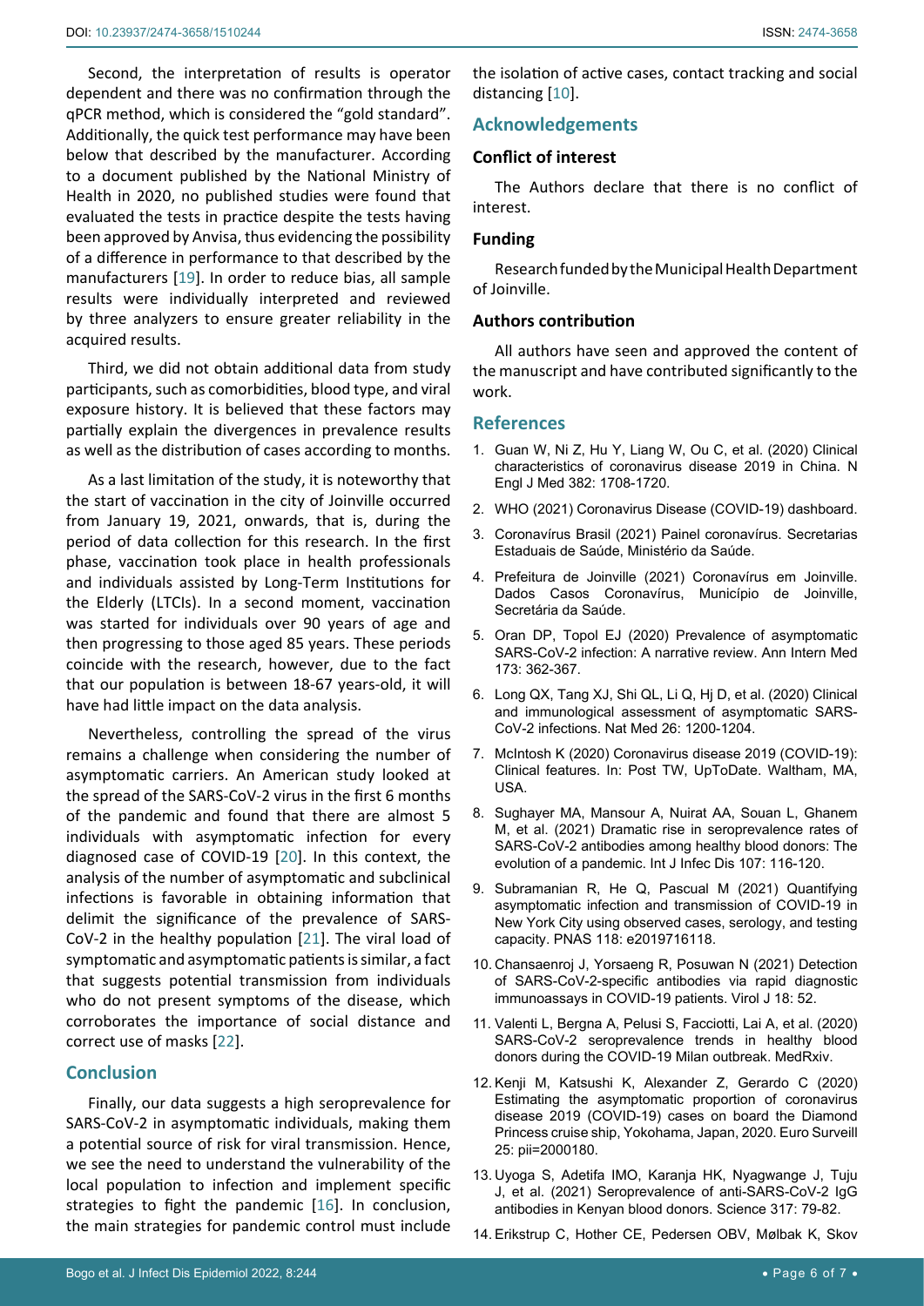Second, the interpretation of results is operator dependent and there was no confirmation through the qPCR method, which is considered the "gold standard". Additionally, the quick test performance may have been below that described by the manufacturer. According to a document published by the National Ministry of Health in 2020, no published studies were found that evaluated the tests in practice despite the tests having been approved by Anvisa, thus evidencing the possibility of a difference in performance to that described by the manufacturers [19]. In order to reduce bias, all sample results were individually interpreted and reviewed by three analyzers to ensure greater reliability in the acquired results.

Third, we did not obtain additional data from study participants, such as comorbidities, blood type, and viral exposure history. It is believed that these factors may partially explain the divergences in prevalence results as well as the distribution of cases according to months.

As a last limitation of the study, it is noteworthy that the start of vaccination in the city of Joinville occurred from January 19, 2021, onwards, that is, during the period of data collection for this research. In the first phase, vaccination took place in health professionals and individuals assisted by Long-Term Institutions for the Elderly (LTCIs). In a second moment, vaccination was started for individuals over 90 years of age and then progressing to those aged 85 years. These periods coincide with the research, however, due to the fact that our population is between 18-67 years-old, it will have had little impact on the data analysis.

Nevertheless, controlling the spread of the virus remains a challenge when considering the number of asymptomatic carriers. An American study looked at the spread of the SARS-CoV-2 virus in the first 6 months of the pandemic and found that there are almost 5 individuals with asymptomatic infection for every diagnosed case of COVID-19 [20]. In this context, the analysis of the number of asymptomatic and subclinical infections is favorable in obtaining information that delimit the significance of the prevalence of SARS-CoV-2 in the healthy population [21]. The viral load of symptomatic and asymptomatic patients is similar, a fact that suggests potential transmission from individuals who do not present symptoms of the disease, which corroborates the importance of social distance and correct use of masks [22].

## Conclusion

Finally, our data suggests a high seroprevalence for SARS-CoV-2 in asymptomatic individuals, making them a potential source of risk for viral transmission. Hence, we see the need to understand the vulnerability of the local population to infection and implement specific strategies to fight the pandemic [16]. In conclusion, the main strategies for pandemic control must include the isolation of active cases, contact tracking and social distancing [10].

## Acknowledgements

### Conflict of interest

The Authors declare that there is no conflict of interest.

### Funding

Research funded by the Municipal Health Department of Joinville.

### Authors contribution

All authors have seen and approved the content of the manuscript and have contributed significantly to the work.

## References

1. Guan W, Ni Z, Hu Y, Liang W, Ou C, et al. (2020) Clinical characteristics of coronavirus disease 2019 in China. N Engl J Med 382: 1708-1720.
2. WHO (2021) Coronavirus Disease (COVID-19) dashboard.
3. Coronavírus Brasil (2021) Painel coronavírus. Secretarias Estaduais de Saúde, Ministério da Saúde.
4. Prefeitura de Joinville (2021) Coronavírus em Joinville. Dados Casos Coronavírus, Município de Joinville, Secretária da Saúde.
5. Oran DP, Topol EJ (2020) Prevalence of asymptomatic SARS-CoV-2 infection: A narrative review. Ann Intern Med 173: 362-367.
6. Long QX, Tang XJ, Shi QL, Li Q, Hj D, et al. (2020) Clinical and immunological assessment of asymptomatic SARS-CoV-2 infections. Nat Med 26: 1200-1204.
7. McIntosh K (2020) Coronavirus disease 2019 (COVID-19): Clinical features. In: Post TW, UpToDate. Waltham, MA, USA.
8. Sughayer MA, Mansour A, Nuirat AA, Souan L, Ghanem M, et al. (2021) Dramatic rise in seroprevalence rates of SARS-CoV-2 antibodies among healthy blood donors: The evolution of a pandemic. Int J Infec Dis 107: 116-120.
9. Subramanian R, He Q, Pascual M (2021) Quantifying asymptomatic infection and transmission of COVID-19 in New York City using observed cases, serology, and testing capacity. PNAS 118: e2019716118.
10. Chansaenroj J, Yorsaeng R, Posuwan N (2021) Detection of SARS-CoV-2-specific antibodies via rapid diagnostic immunoassays in COVID-19 patients. Virol J 18: 52.
11. Valenti L, Bergna A, Pelusi S, Facciotti, Lai A, et al. (2020) SARS-CoV-2 seroprevalence trends in healthy blood donors during the COVID-19 Milan outbreak. MedRxiv.
12. Kenji M, Katsushi K, Alexander Z, Gerardo C (2020) Estimating the asymptomatic proportion of coronavirus disease 2019 (COVID-19) cases on board the Diamond Princess cruise ship, Yokohama, Japan, 2020. Euro Surveill 25: pii=2000180.
13. Uyoga S, Adetifa IMO, Karanja HK, Nyagwange J, Tuju J, et al. (2021) Seroprevalence of anti-SARS-CoV-2 IgG antibodies in Kenyan blood donors. Science 317: 79-82.
14. Erikstrup C, Hother CE, Pedersen OBV, Mølbak K, Skov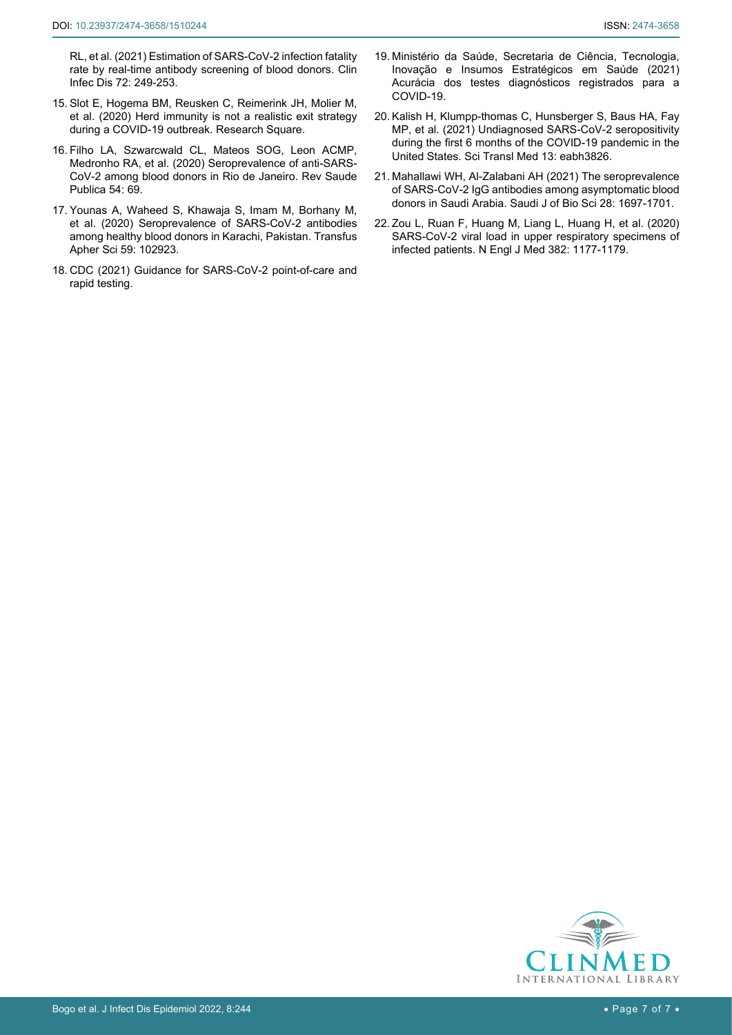RL, et al. (2021) Estimation of SARS-CoV-2 infection fatality rate by real-time antibody screening of blood donors. Clin Infec Dis 72: 249-253.

15. Slot E, Hogema BM, Reusken C, Reimerink JH, Molier M, et al. (2020) Herd immunity is not a realistic exit strategy during a COVID-19 outbreak. Research Square.

16. Filho LA, Szwarcwald CL, Mateos SOG, Leon ACMP, Medronho RA, et al. (2020) Seroprevalence of anti-SARS-CoV-2 among blood donors in Rio de Janeiro. Rev Saude Publica 54: 69.

17. Younas A, Waheed S, Khawaja S, Imam M, Borhany M, et al. (2020) Seroprevalence of SARS-CoV-2 antibodies among healthy blood donors in Karachi, Pakistan. Transfus Apher Sci 59: 102923.

18. CDC (2021) Guidance for SARS-CoV-2 point-of-care and rapid testing.

19. Ministério da Saúde, Secretaria de Ciência, Tecnologia, Inovação e Insumos Estratégicos em Saúde (2021) Acurácia dos testes diagnósticos registrados para a COVID-19.

20. Kalish H, Klumpp-thomas C, Hunsberger S, Baus HA, Fay MP, et al. (2021) Undiagnosed SARS-CoV-2 seropositivity during the first 6 months of the COVID-19 pandemic in the United States. Sci Transl Med 13: eabh3826.

21. Mahallawi WH, Al-Zalabani AH (2021) The seroprevalence of SARS-CoV-2 IgG antibodies among asymptomatic blood donors in Saudi Arabia. Saudi J of Bio Sci 28: 1697-1701.

22. Zou L, Ruan F, Huang M, Liang L, Huang H, et al. (2020) SARS-CoV-2 viral load in upper respiratory specimens of infected patients. N Engl J Med 382: 1177-1179.